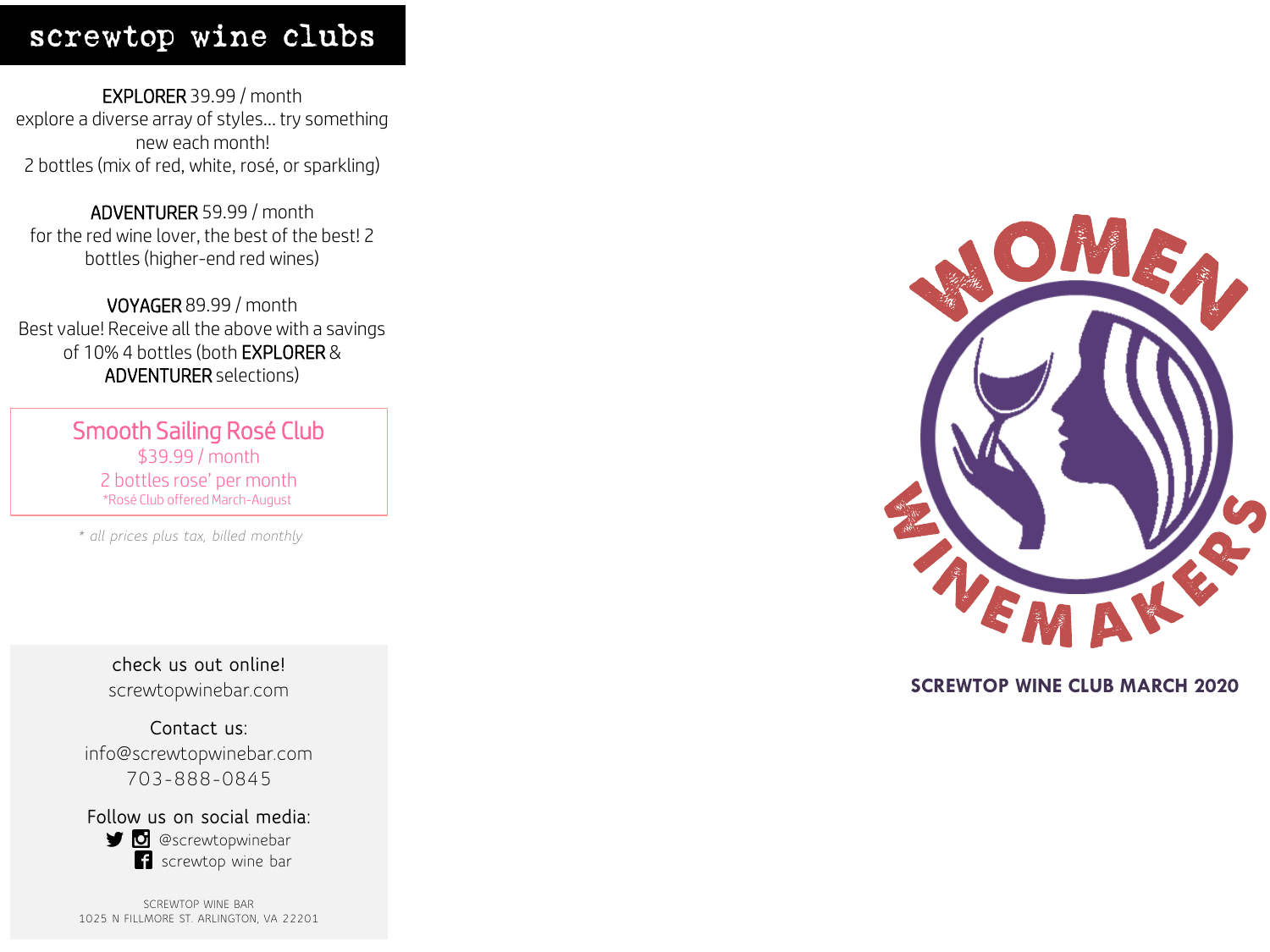# screwtop wine clubs

**EXPLORER** 39.99 / month
explore a diverse array of styles... try something new each month!
2 bottles (mix of red, white, rosé, or sparkling)

**ADVENTURER** 59.99 / month
for the red wine lover, the best of the best! 2 bottles (higher-end red wines)

**VOYAGER** 89.99 / month
Best value! Receive all the above with a savings of 10% 4 bottles (both **EXPLORER** & **ADVENTURER** selections)

## Smooth Sailing Rosé Club

$39.99 / month
2 bottles rose' per month
*Rosé Club offered March-August

*\* all prices plus tax, billed monthly*

check us out online!
screwtopwinebar.com

Contact us:
info@screwtopwinebar.com
703-888-0845

Follow us on social media:
@screwtopwinebar
screwtop wine bar

SCREWTOP WINE BAR
1025 N FILLMORE ST. ARLINGTON, VA 22201

WOMEN WINEMAKERS

**SCREWTOP WINE CLUB MARCH 2020**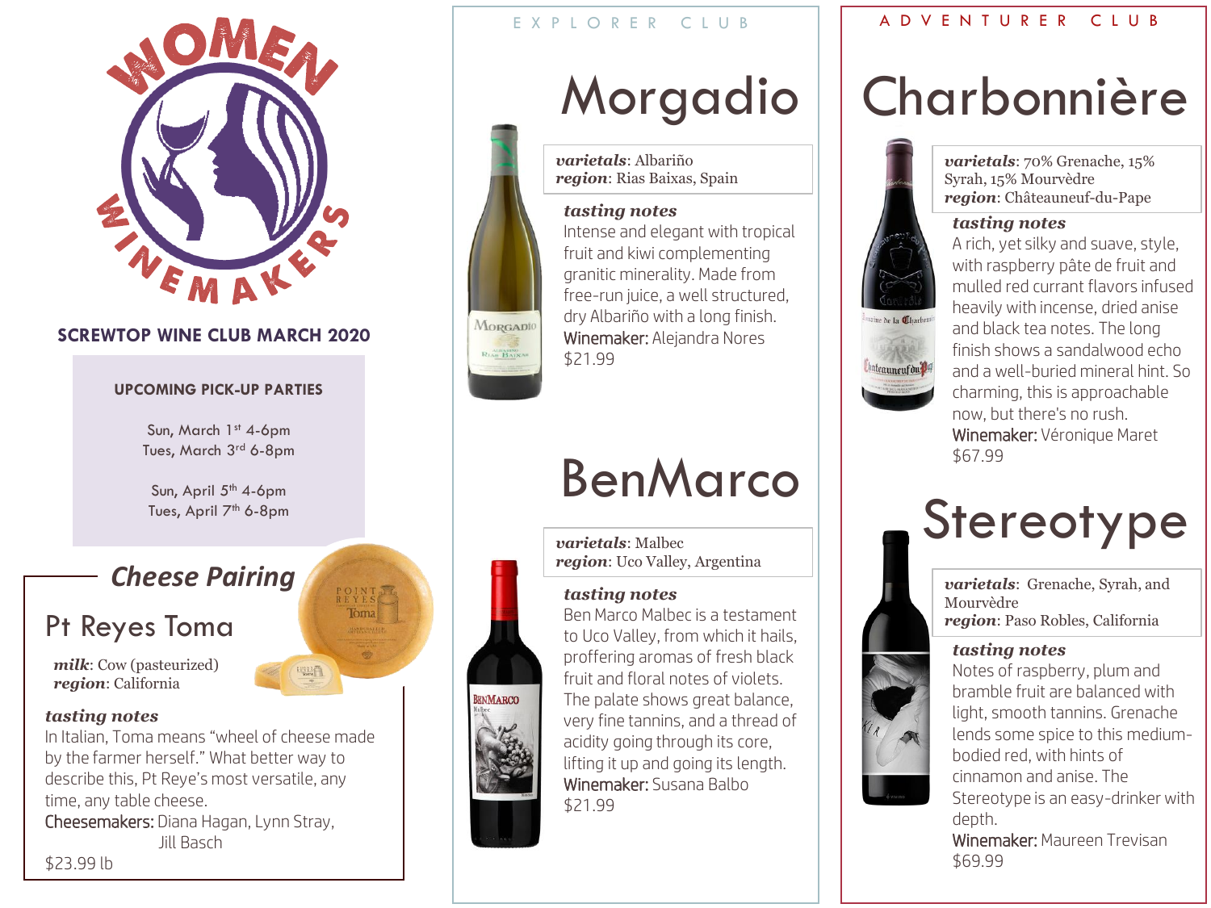# WOMEN WINEMAKERS

## SCREWTOP WINE CLUB MARCH 2020

**UPCOMING PICK-UP PARTIES**

Sun, March 1st 4-6pm
Tues, March 3rd 6-8pm

Sun, April 5th 4-6pm
Tues, April 7th 6-8pm

## *Cheese Pairing*

### Pt Reyes Toma

***milk***: Cow (pasteurized)
***region***: California

***tasting notes***
In Italian, Toma means "wheel of cheese made by the farmer herself." What better way to describe this, Pt Reye's most versatile, any time, any table cheese.
Cheesemakers: Diana Hagan, Lynn Stray, Jill Basch
$23.99 lb

## EXPLORER CLUB

### Morgadio

***varietals***: Albariño
***region***: Rias Baixas, Spain

***tasting notes***
Intense and elegant with tropical fruit and kiwi complementing granitic minerality. Made from free-run juice, a well structured, dry Albariño with a long finish.
Winemaker: Alejandra Nores
$21.99

### BenMarco

***varietals***: Malbec
***region***: Uco Valley, Argentina

***tasting notes***
Ben Marco Malbec is a testament to Uco Valley, from which it hails, proffering aromas of fresh black fruit and floral notes of violets. The palate shows great balance, very fine tannins, and a thread of acidity going through its core, lifting it up and going its length.
Winemaker: Susana Balbo
$21.99

## ADVENTURER CLUB

### Charbonnière

***varietals***: 70% Grenache, 15% Syrah, 15% Mourvèdre
***region***: Châteauneuf-du-Pape

***tasting notes***
A rich, yet silky and suave, style, with raspberry pâte de fruit and mulled red currant flavors infused heavily with incense, dried anise and black tea notes. The long finish shows a sandalwood echo and a well-buried mineral hint. So charming, this is approachable now, but there's no rush.
Winemaker: Véronique Maret
$67.99

### Stereotype

***varietals***: Grenache, Syrah, and Mourvèdre
***region***: Paso Robles, California

***tasting notes***
Notes of raspberry, plum and bramble fruit are balanced with light, smooth tannins. Grenache lends some spice to this medium-bodied red, with hints of cinnamon and anise. The Stereotype is an easy-drinker with depth.
Winemaker: Maureen Trevisan
$69.99